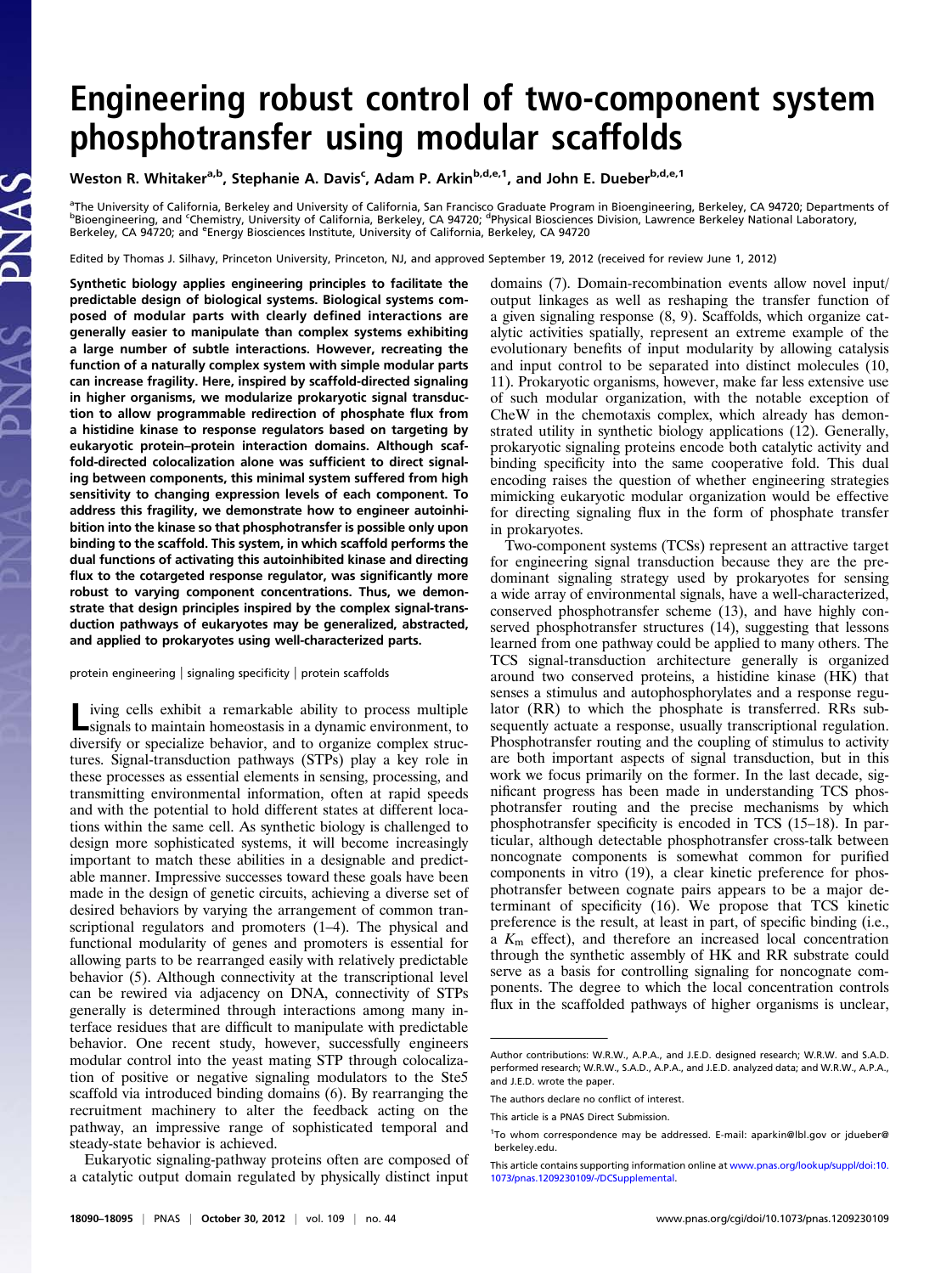# Engineering robust control of two-component system phosphotransfer using modular scaffolds

Weston R. Whitaker[a,b], Stephanie A. Davis[c], Adam P. Arkin[b,d,e,1], and John E. Dueber[b,d,e,1]

[a]The University of California, Berkeley and University of California, San Francisco Graduate Program in Bioengineering, Berkeley, CA 94720; Departments of [b]Bioengineering, and [c]Chemistry, University of California, Berkeley, CA 94720; [d]Physical Biosciences Division, Lawrence Berkeley National Laboratory, Berkeley, CA 94720; and [e]Energy Biosciences Institute, University of California, Berkeley, CA 94720

Edited by Thomas J. Silhavy, Princeton University, Princeton, NJ, and approved September 19, 2012 (received for review June 1, 2012)

**Synthetic biology applies engineering principles to facilitate the predictable design of biological systems. Biological systems composed of modular parts with clearly defined interactions are generally easier to manipulate than complex systems exhibiting a large number of subtle interactions. However, recreating the function of a naturally complex system with simple modular parts can increase fragility. Here, inspired by scaffold-directed signaling in higher organisms, we modularize prokaryotic signal transduction to allow programmable redirection of phosphate flux from a histidine kinase to response regulators based on targeting by eukaryotic protein–protein interaction domains. Although scaffold-directed colocalization alone was sufficient to direct signaling between components, this minimal system suffered from high sensitivity to changing expression levels of each component. To address this fragility, we demonstrate how to engineer autoinhibition into the kinase so that phosphotransfer is possible only upon binding to the scaffold. This system, in which scaffold performs the dual functions of activating this autoinhibited kinase and directing flux to the cotargeted response regulator, was significantly more robust to varying component concentrations. Thus, we demonstrate that design principles inspired by the complex signal-transduction pathways of eukaryotes may be generalized, abstracted, and applied to prokaryotes using well-characterized parts.**

protein engineering | signaling specificity | protein scaffolds

Living cells exhibit a remarkable ability to process multiple signals to maintain homeostasis in a dynamic environment, to diversify or specialize behavior, and to organize complex structures. Signal-transduction pathways (STPs) play a key role in these processes as essential elements in sensing, processing, and transmitting environmental information, often at rapid speeds and with the potential to hold different states at different locations within the same cell. As synthetic biology is challenged to design more sophisticated systems, it will become increasingly important to match these abilities in a designable and predictable manner. Impressive successes toward these goals have been made in the design of genetic circuits, achieving a diverse set of desired behaviors by varying the arrangement of common transcriptional regulators and promoters (1–4). The physical and functional modularity of genes and promoters is essential for allowing parts to be rearranged easily with relatively predictable behavior (5). Although connectivity at the transcriptional level can be rewired via adjacency on DNA, connectivity of STPs generally is determined through interactions among many interface residues that are difficult to manipulate with predictable behavior. One recent study, however, successfully engineers modular control into the yeast mating STP through colocalization of positive or negative signaling modulators to the Ste5 scaffold via introduced binding domains (6). By rearranging the recruitment machinery to alter the feedback acting on the pathway, an impressive range of sophisticated temporal and steady-state behavior is achieved.

Eukaryotic signaling-pathway proteins often are composed of a catalytic output domain regulated by physically distinct input domains (7). Domain-recombination events allow novel input/output linkages as well as reshaping the transfer function of a given signaling response (8, 9). Scaffolds, which organize catalytic activities spatially, represent an extreme example of the evolutionary benefits of input modularity by allowing catalysis and input control to be separated into distinct molecules (10, 11). Prokaryotic organisms, however, make far less extensive use of such modular organization, with the notable exception of CheW in the chemotaxis complex, which already has demonstrated utility in synthetic biology applications (12). Generally, prokaryotic signaling proteins encode both catalytic activity and binding specificity into the same cooperative fold. This dual encoding raises the question of whether engineering strategies mimicking eukaryotic modular organization would be effective for directing signaling flux in the form of phosphate transfer in prokaryotes.

Two-component systems (TCSs) represent an attractive target for engineering signal transduction because they are the predominant signaling strategy used by prokaryotes for sensing a wide array of environmental signals, have a well-characterized, conserved phosphotransfer scheme (13), and have highly conserved phosphotransfer structures (14), suggesting that lessons learned from one pathway could be applied to many others. The TCS signal-transduction architecture generally is organized around two conserved proteins, a histidine kinase (HK) that senses a stimulus and autophosphorylates and a response regulator (RR) to which the phosphate is transferred. RRs subsequently actuate a response, usually transcriptional regulation. Phosphotransfer routing and the coupling of stimulus to activity are both important aspects of signal transduction, but in this work we focus primarily on the former. In the last decade, significant progress has been made in understanding TCS phosphotransfer routing and the precise mechanisms by which phosphotransfer specificity is encoded in TCS (15–18). In particular, although detectable phosphotransfer cross-talk between noncognate components is somewhat common for purified components in vitro (19), a clear kinetic preference for phosphotransfer between cognate pairs appears to be a major determinant of specificity (16). We propose that TCS kinetic preference is the result, at least in part, of specific binding (i.e., a $K_m$ effect), and therefore an increased local concentration through the synthetic assembly of HK and RR substrate could serve as a basis for controlling signaling for noncognate components. The degree to which the local concentration controls flux in the scaffolded pathways of higher organisms is unclear,

Author contributions: W.R.W., A.P.A., and J.E.D. designed research; W.R.W. and S.A.D. performed research; W.R.W., S.A.D., A.P.A., and J.E.D. analyzed data; and W.R.W., A.P.A., and J.E.D. wrote the paper.

The authors declare no conflict of interest.

This article is a PNAS Direct Submission.

[1]To whom correspondence may be addressed. E-mail: aparkin@lbl.gov or jdueber@berkeley.edu.

This article contains supporting information online at www.pnas.org/lookup/suppl/doi:10.1073/pnas.1209230109/-/DCSupplemental.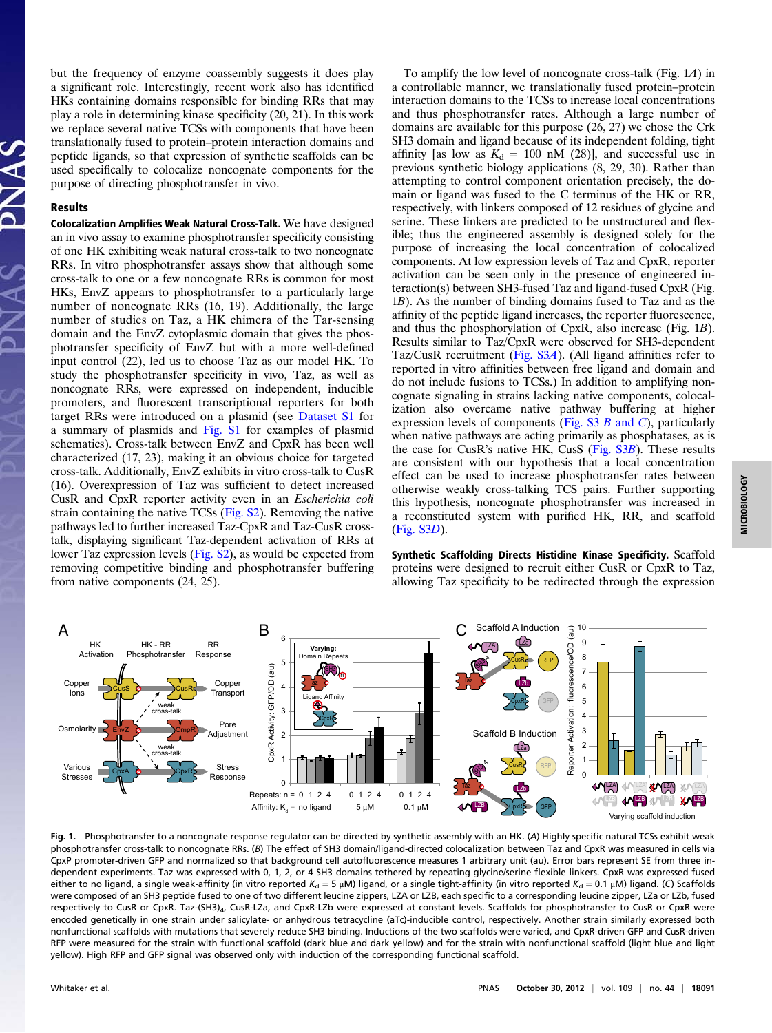but the frequency of enzyme coassembly suggests it does play a significant role. Interestingly, recent work also has identified HKs containing domains responsible for binding RRs that may play a role in determining kinase specificity (20, 21). In this work we replace several native TCSs with components that have been translationally fused to protein–protein interaction domains and peptide ligands, so that expression of synthetic scaffolds can be used specifically to colocalize noncognate components for the purpose of directing phosphotransfer in vivo.

## Results

**Colocalization Amplifies Weak Natural Cross-Talk.** We have designed an in vivo assay to examine phosphotransfer specificity consisting of one HK exhibiting weak natural cross-talk to two noncognate RRs. In vitro phosphotransfer assays show that although some cross-talk to one or a few noncognate RRs is common for most HKs, EnvZ appears to phosphotransfer to a particularly large number of noncognate RRs (16, 19). Additionally, the large number of studies on Taz, a HK chimera of the Tar-sensing domain and the EnvZ cytoplasmic domain that gives the phosphotransfer specificity of EnvZ but with a more well-defined input control (22), led us to choose Taz as our model HK. To study the phosphotransfer specificity in vivo, Taz, as well as noncognate RRs, were expressed on independent, inducible promoters, and fluorescent transcriptional reporters for both target RRs were introduced on a plasmid (see Dataset S1 for a summary of plasmids and Fig. S1 for examples of plasmid schematics). Cross-talk between EnvZ and CpxR has been well characterized (17, 23), making it an obvious choice for targeted cross-talk. Additionally, EnvZ exhibits in vitro cross-talk to CusR (16). Overexpression of Taz was sufficient to detect increased CusR and CpxR reporter activity even in an *Escherichia coli* strain containing the native TCSs (Fig. S2). Removing the native pathways led to further increased Taz-CpxR and Taz-CusR cross-talk, displaying significant Taz-dependent activation of RRs at lower Taz expression levels (Fig. S2), as would be expected from removing competitive binding and phosphotransfer buffering from native components (24, 25).

To amplify the low level of noncognate cross-talk (Fig. 1*A*) in a controllable manner, we translationally fused protein–protein interaction domains to the TCSs to increase local concentrations and thus phosphotransfer rates. Although a large number of domains are available for this purpose (26, 27) we chose the Crk SH3 domain and ligand because of its independent folding, tight affinity [as low as $K_d$ = 100 nM (28)], and successful use in previous synthetic biology applications (8, 29, 30). Rather than attempting to control component orientation precisely, the domain or ligand was fused to the C terminus of the HK or RR, respectively, with linkers composed of 12 residues of glycine and serine. These linkers are predicted to be unstructured and flexible; thus the engineered assembly is designed solely for the purpose of increasing the local concentration of colocalized components. At low expression levels of Taz and CpxR, reporter activation can be seen only in the presence of engineered interaction(s) between SH3-fused Taz and ligand-fused CpxR (Fig. 1*B*). As the number of binding domains fused to Taz and as the affinity of the peptide ligand increases, the reporter fluorescence, and thus the phosphorylation of CpxR, also increase (Fig. 1*B*). Results similar to Taz/CpxR were observed for SH3-dependent Taz/CusR recruitment (Fig. S3*A*). (All ligand affinities refer to reported in vitro affinities between free ligand and domain and do not include fusions to TCSs.) In addition to amplifying noncognate signaling in strains lacking native components, colocalization also overcame native pathway buffering at higher expression levels of components (Fig. S3 *B* and *C*), particularly when native pathways are acting primarily as phosphatases, as is the case for CusR's native HK, CusS (Fig. S3*B*). These results are consistent with our hypothesis that a local concentration effect can be used to increase phosphotransfer rates between otherwise weakly cross-talking TCS pairs. Further supporting this hypothesis, noncognate phosphotransfer was increased in a reconstituted system with purified HK, RR, and scaffold (Fig. S3*D*).

**Synthetic Scaffolding Directs Histidine Kinase Specificity.** Scaffold proteins were designed to recruit either CusR or CpxR to Taz, allowing Taz specificity to be redirected through the expression

**Fig. 1.** Phosphotransfer to a noncognate response regulator can be directed by synthetic assembly with an HK. (*A*) Highly specific natural TCSs exhibit weak phosphotransfer cross-talk to noncognate RRs. (*B*) The effect of SH3 domain/ligand-directed colocalization between Taz and CpxR was measured in cells via CpxP promoter-driven GFP and normalized so that background cell autofluorescence measures 1 arbitrary unit (au). Error bars represent SE from three independent experiments. Taz was expressed with 0, 1, 2, or 4 SH3 domains tethered by repeating glycine/serine flexible linkers. CpxR was expressed fused either to no ligand, a single weak-affinity (in vitro reported $K_d$ = 5 μM) ligand, or a single tight-affinity (in vitro reported $K_d$ = 0.1 μM) ligand. (*C*) Scaffolds were composed of an SH3 peptide fused to one of two different leucine zippers, LZA or LZB, each specific to a corresponding leucine zipper, LZa or LZb, fused respectively to CusR or CpxR. Taz-(SH3)$_4$, CusR-LZa, and CpxR-LZb were expressed at constant levels. Scaffolds for phosphotransfer to CusR or CpxR were encoded genetically in one strain under salicylate- or anhydrous tetracycline (aTc)-inducible control, respectively. Another strain similarly expressed both nonfunctional scaffolds with mutations that severely reduce SH3 binding. Inductions of the two scaffolds were varied, and CpxR-driven GFP and CusR-driven RFP were measured for the strain with functional scaffold (dark blue and dark yellow) and for the strain with nonfunctional scaffold (light blue and light yellow). High RFP and GFP signal was observed only with induction of the corresponding functional scaffold.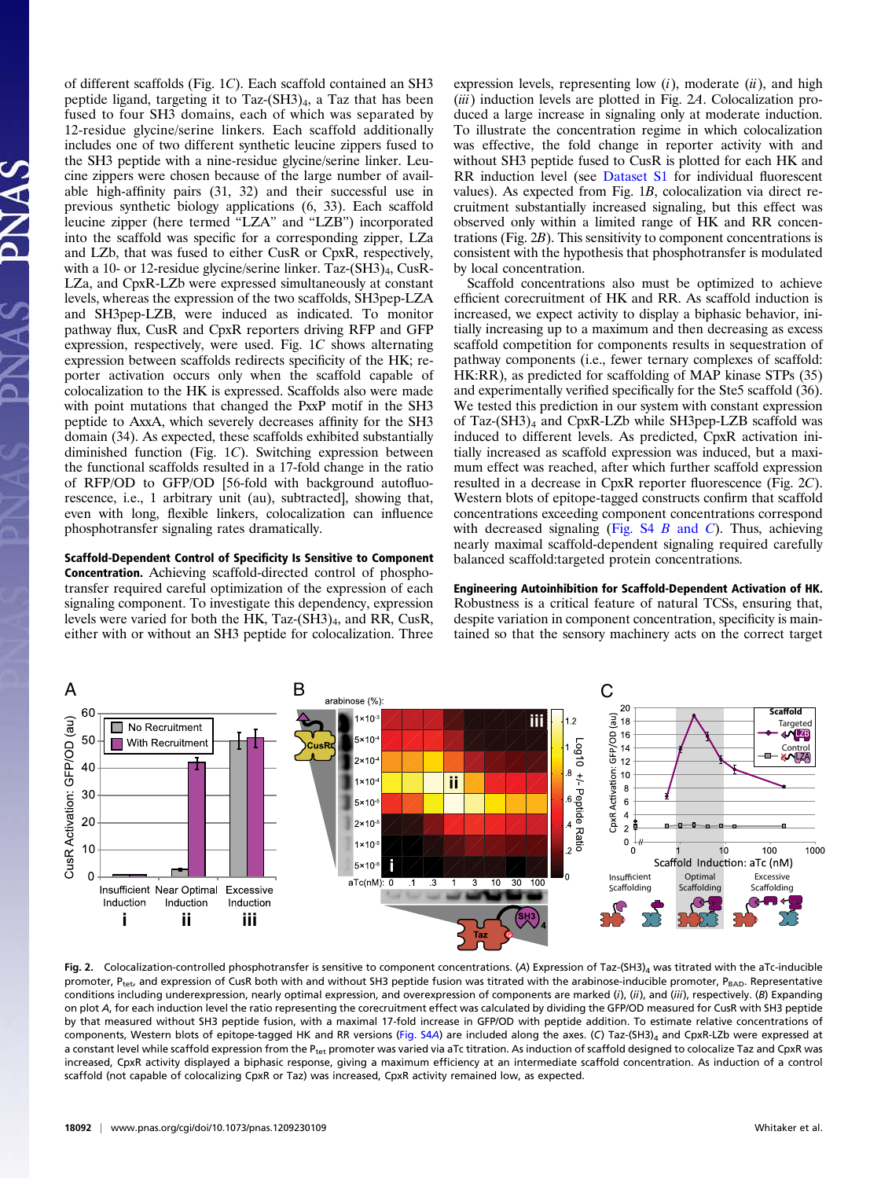of different scaffolds (Fig. 1*C*). Each scaffold contained an SH3 peptide ligand, targeting it to Taz-$(SH3)_4$, a Taz that has been fused to four SH3 domains, each of which was separated by 12-residue glycine/serine linkers. Each scaffold additionally includes one of two different synthetic leucine zippers fused to the SH3 peptide with a nine-residue glycine/serine linker. Leucine zippers were chosen because of the large number of available high-affinity pairs (31, 32) and their successful use in previous synthetic biology applications (6, 33). Each scaffold leucine zipper (here termed "LZA" and "LZB") incorporated into the scaffold was specific for a corresponding zipper, LZa and LZb, that was fused to either CusR or CpxR, respectively, with a 10- or 12-residue glycine/serine linker. Taz-$(SH3)_4$, CusR-LZa, and CpxR-LZb were expressed simultaneously at constant levels, whereas the expression of the two scaffolds, SH3pep-LZA and SH3pep-LZB, were induced as indicated. To monitor pathway flux, CusR and CpxR reporters driving RFP and GFP expression, respectively, were used. Fig. 1*C* shows alternating expression between scaffolds redirects specificity of the HK; reporter activation occurs only when the scaffold capable of colocalization to the HK is expressed. Scaffolds also were made with point mutations that changed the PxxP motif in the SH3 peptide to AxxA, which severely decreases affinity for the SH3 domain (34). As expected, these scaffolds exhibited substantially diminished function (Fig. 1*C*). Switching expression between the functional scaffolds resulted in a 17-fold change in the ratio of RFP/OD to GFP/OD [56-fold with background autofluorescence, i.e., 1 arbitrary unit (au), subtracted], showing that, even with long, flexible linkers, colocalization can influence phosphotransfer signaling rates dramatically.

**Scaffold-Dependent Control of Specificity Is Sensitive to Component Concentration.** Achieving scaffold-directed control of phosphotransfer required careful optimization of the expression of each signaling component. To investigate this dependency, expression levels were varied for both the HK, Taz-$(SH3)_4$, and RR, CusR, either with or without an SH3 peptide for colocalization. Three expression levels, representing low (*i*), moderate (*ii*), and high (*iii*) induction levels are plotted in Fig. 2*A*. Colocalization produced a large increase in signaling only at moderate induction. To illustrate the concentration regime in which colocalization was effective, the fold change in reporter activity with and without SH3 peptide fused to CusR is plotted for each HK and RR induction level (see Dataset S1 for individual fluorescent values). As expected from Fig. 1*B*, colocalization via direct recruitment substantially increased signaling, but this effect was observed only within a limited range of HK and RR concentrations (Fig. 2*B*). This sensitivity to component concentrations is consistent with the hypothesis that phosphotransfer is modulated by local concentration.

Scaffold concentrations also must be optimized to achieve efficient corecruitment of HK and RR. As scaffold induction is increased, we expect activity to display a biphasic behavior, initially increasing up to a maximum and then decreasing as excess scaffold competition for components results in sequestration of pathway components (i.e., fewer ternary complexes of scaffold: HK:RR), as predicted for scaffolding of MAP kinase STPs (35) and experimentally verified specifically for the Ste5 scaffold (36). We tested this prediction in our system with constant expression of Taz-$(SH3)_4$ and CpxR-LZb while SH3pep-LZB scaffold was induced to different levels. As predicted, CpxR activation initially increased as scaffold expression was induced, but a maximum effect was reached, after which further scaffold expression resulted in a decrease in CpxR reporter fluorescence (Fig. 2*C*). Western blots of epitope-tagged constructs confirm that scaffold concentrations exceeding component concentrations correspond with decreased signaling (Fig. S4 *B* and *C*). Thus, achieving nearly maximal scaffold-dependent signaling required carefully balanced scaffold:targeted protein concentrations.

**Engineering Autoinhibition for Scaffold-Dependent Activation of HK.** Robustness is a critical feature of natural TCSs, ensuring that, despite variation in component concentration, specificity is maintained so that the sensory machinery acts on the correct target

**Fig. 2.** Colocalization-controlled phosphotransfer is sensitive to component concentrations. (*A*) Expression of Taz-$(SH3)_4$ was titrated with the aTc-inducible promoter, $P_{tet}$, and expression of CusR both with and without SH3 peptide fusion was titrated with the arabinose-inducible promoter, $P_{BAD}$. Representative conditions including underexpression, nearly optimal expression, and overexpression of components are marked (*i*), (*ii*), and (*iii*), respectively. (*B*) Expanding on plot *A*, for each induction level the ratio representing the corecruitment effect was calculated by dividing the GFP/OD measured for CusR with SH3 peptide by that measured without SH3 peptide fusion, with a maximal 17-fold increase in GFP/OD with peptide addition. To estimate relative concentrations of components, Western blots of epitope-tagged HK and RR versions (Fig. S4*A*) are included along the axes. (*C*) Taz-$(SH3)_4$ and CpxR-LZb were expressed at a constant level while scaffold expression from the $P_{tet}$ promoter was varied via aTc titration. As induction of scaffold designed to colocalize Taz and CpxR was increased, CpxR activity displayed a biphasic response, giving a maximum efficiency at an intermediate scaffold concentration. As induction of a control scaffold (not capable of colocalizing CpxR or Taz) was increased, CpxR activity remained low, as expected.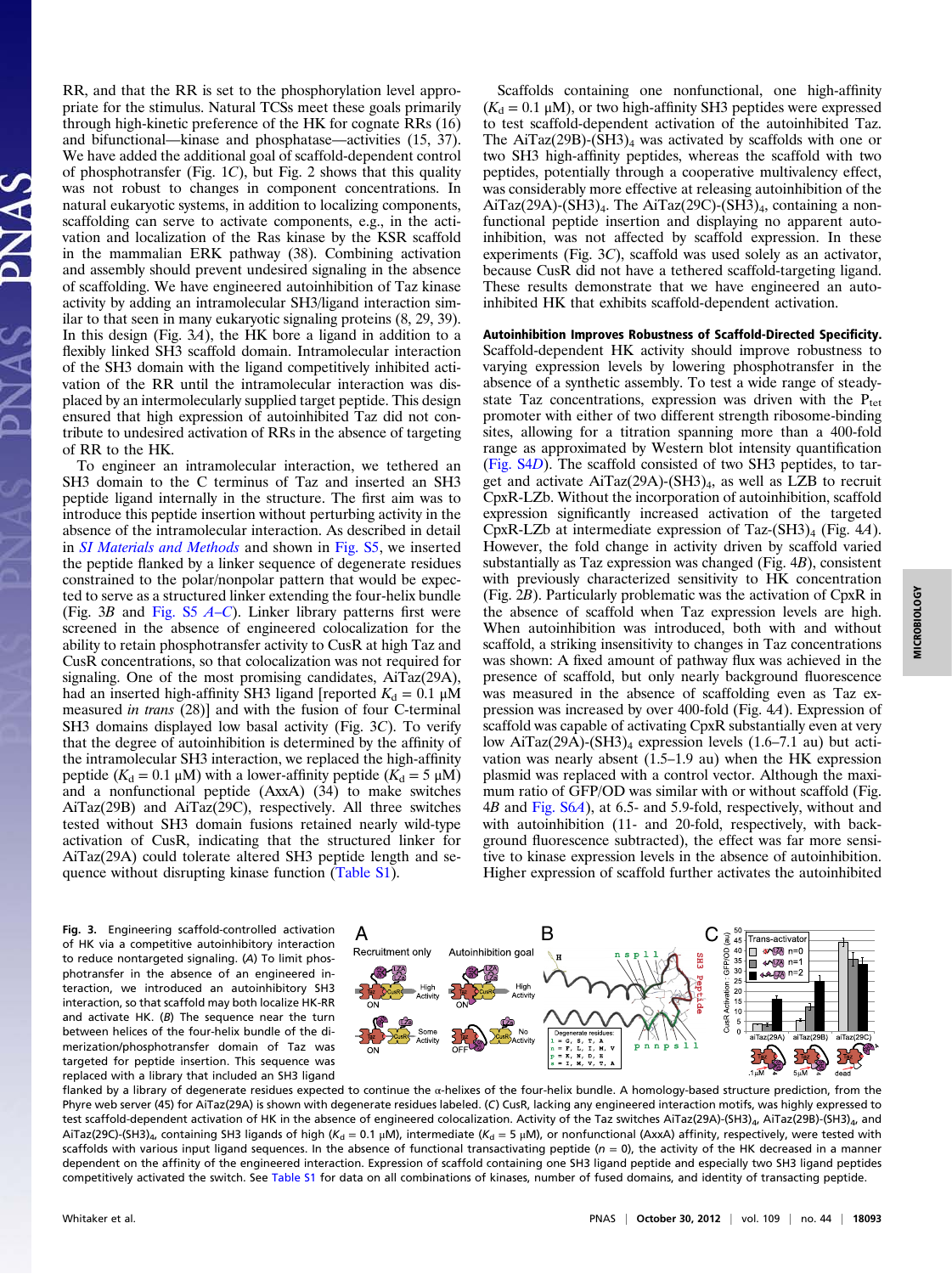RR, and that the RR is set to the phosphorylation level appropriate for the stimulus. Natural TCSs meet these goals primarily through high-kinetic preference of the HK for cognate RRs (16) and bifunctional—kinase and phosphatase—activities (15, 37). We have added the additional goal of scaffold-dependent control of phosphotransfer (Fig. 1C), but Fig. 2 shows that this quality was not robust to changes in component concentrations. In natural eukaryotic systems, in addition to localizing components, scaffolding can serve to activate components, e.g., in the activation and localization of the Ras kinase by the KSR scaffold in the mammalian ERK pathway (38). Combining activation and assembly should prevent undesired signaling in the absence of scaffolding. We have engineered autoinhibition of Taz kinase activity by adding an intramolecular SH3/ligand interaction similar to that seen in many eukaryotic signaling proteins (8, 29, 39). In this design (Fig. 3A), the HK bore a ligand in addition to a flexibly linked SH3 scaffold domain. Intramolecular interaction of the SH3 domain with the ligand competitively inhibited activation of the RR until the intramolecular interaction was displaced by an intermolecularly supplied target peptide. This design ensured that high expression of autoinhibited Taz did not contribute to undesired activation of RRs in the absence of targeting of RR to the HK.

To engineer an intramolecular interaction, we tethered an SH3 domain to the C terminus of Taz and inserted an SH3 peptide ligand internally in the structure. The first aim was to introduce this peptide insertion without perturbing activity in the absence of the intramolecular interaction. As described in detail in *SI Materials and Methods* and shown in Fig. S5, we inserted the peptide flanked by a linker sequence of degenerate residues constrained to the polar/nonpolar pattern that would be expected to serve as a structured linker extending the four-helix bundle (Fig. 3B and Fig. S5 *A–C*). Linker library patterns first were screened in the absence of engineered colocalization for the ability to retain phosphotransfer activity to CusR at high Taz and CusR concentrations, so that colocalization was not required for signaling. One of the most promising candidates, AiTaz(29A), had an inserted high-affinity SH3 ligand [reported $K_d = 0.1$ μM measured *in trans* (28)] and with the fusion of four C-terminal SH3 domains displayed low basal activity (Fig. 3C). To verify that the degree of autoinhibition is determined by the affinity of the intramolecular SH3 interaction, we replaced the high-affinity peptide ($K_d = 0.1$ μM) with a lower-affinity peptide ($K_d = 5$ μM) and a nonfunctional peptide (AxxA) (34) to make switches AiTaz(29B) and AiTaz(29C), respectively. All three switches tested without SH3 domain fusions retained nearly wild-type activation of CusR, indicating that the structured linker for AiTaz(29A) could tolerate altered SH3 peptide length and sequence without disrupting kinase function (Table S1).

Scaffolds containing one nonfunctional, one high-affinity ($K_d = 0.1$ μM), or two high-affinity SH3 peptides were expressed to test scaffold-dependent activation of the autoinhibited Taz. The AiTaz(29B)-(SH3)$_4$ was activated by scaffolds with one or two SH3 high-affinity peptides, whereas the scaffold with two peptides, potentially through a cooperative multivalency effect, was considerably more effective at releasing autoinhibition of the AiTaz(29A)-(SH3)$_4$. The AiTaz(29C)-(SH3)$_4$, containing a nonfunctional peptide insertion and displaying no apparent autoinhibition, was not affected by scaffold expression. In these experiments (Fig. 3C), scaffold was used solely as an activator, because CusR did not have a tethered scaffold-targeting ligand. These results demonstrate that we have engineered an autoinhibited HK that exhibits scaffold-dependent activation.

**Autoinhibition Improves Robustness of Scaffold-Directed Specificity.** Scaffold-dependent HK activity should improve robustness to varying expression levels by lowering phosphotransfer in the absence of a synthetic assembly. To test a wide range of steady-state Taz concentrations, expression was driven with the $P_{tet}$ promoter with either of two different strength ribosome-binding sites, allowing for a titration spanning more than a 400-fold range as approximated by Western blot intensity quantification (Fig. S4D). The scaffold consisted of two SH3 peptides, to target and activate AiTaz(29A)-(SH3)$_4$, as well as LZB to recruit CpxR-LZb. Without the incorporation of autoinhibition, scaffold expression significantly increased activation of the targeted CpxR-LZb at intermediate expression of Taz-(SH3)$_4$ (Fig. 4A). However, the fold change in activity driven by scaffold varied substantially as Taz expression was changed (Fig. 4B), consistent with previously characterized sensitivity to HK concentration (Fig. 2B). Particularly problematic was the activation of CpxR in the absence of scaffold when Taz expression levels are high. When autoinhibition was introduced, both with and without scaffold, a striking insensitivity to changes in Taz concentrations was shown: A fixed amount of pathway flux was achieved in the presence of scaffold, but only nearly background fluorescence was measured in the absence of scaffolding even as Taz expression was increased by over 400-fold (Fig. 4A). Expression of scaffold was capable of activating CpxR substantially even at very low AiTaz(29A)-(SH3)$_4$ expression levels (1.6–7.1 au) but activation was nearly absent (1.5–1.9 au) when the HK expression plasmid was replaced with a control vector. Although the maximum ratio of GFP/OD was similar with or without scaffold (Fig. 4B and Fig. S6A), at 6.5- and 5.9-fold, respectively, without and with autoinhibition (11- and 20-fold, respectively, with background fluorescence subtracted), the effect was far more sensitive to kinase expression levels in the absence of autoinhibition. Higher expression of scaffold further activates the autoinhibited

**Fig. 3.** Engineering scaffold-controlled activation of HK via a competitive autoinhibitory interaction to reduce nontargeted signaling. (A) To limit phosphotransfer in the absence of an engineered interaction, we introduced an autoinhibitory SH3 interaction, so that scaffold may both localize HK-RR and activate HK. (B) The sequence near the turn between helices of the four-helix bundle of the dimerization/phosphotransfer domain of Taz was targeted for peptide insertion. This sequence was replaced with a library that included an SH3 ligand flanked by a library of degenerate residues expected to continue the α-helixes of the four-helix bundle. A homology-based structure prediction, from the Phyre web server (45) for AiTaz(29A) is shown with degenerate residues labeled. (C) CusR, lacking any engineered interaction motifs, was highly expressed to test scaffold-dependent activation of HK in the absence of engineered colocalization. Activity of the Taz switches AiTaz(29A)-(SH3)$_4$, AiTaz(29B)-(SH3)$_4$, and AiTaz(29C)-(SH3)$_4$, containing SH3 ligands of high ($K_d = 0.1$ μM), intermediate ($K_d = 5$ μM), or nonfunctional (AxxA) affinity, respectively, were tested with scaffolds with various input ligand sequences. In the absence of functional transactivating peptide ($n = 0$), the activity of the HK decreased in a manner dependent on the affinity of the engineered interaction. Expression of scaffold containing one SH3 ligand peptide and especially two SH3 ligand peptides competitively activated the switch. See Table S1 for data on all combinations of kinases, number of fused domains, and identity of transacting peptide.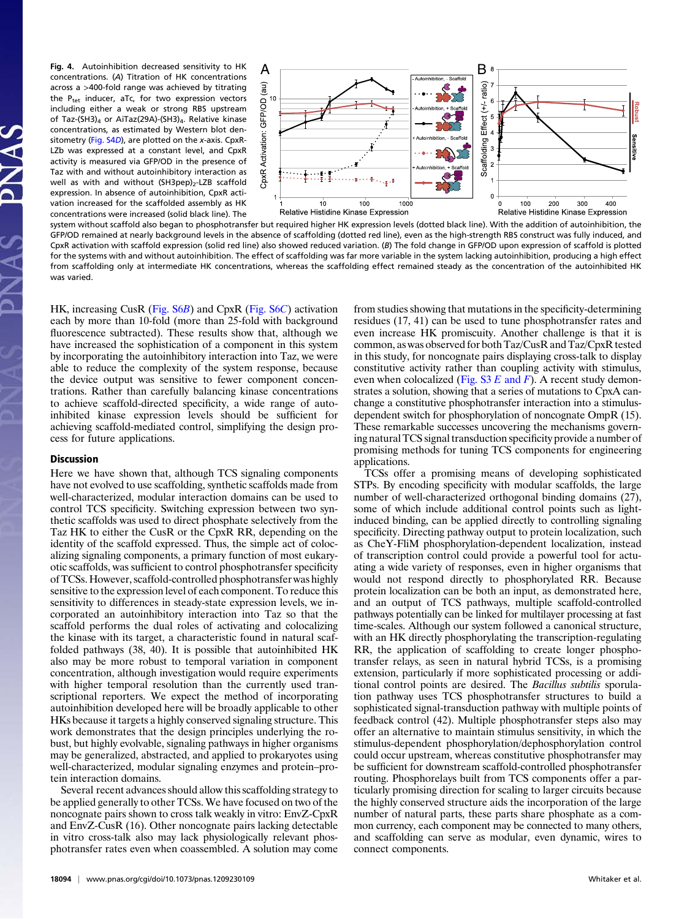**Fig. 4.** Autoinhibition decreased sensitivity to HK concentrations. (*A*) Titration of HK concentrations across a >400-fold range was achieved by titrating the $P_{tet}$ inducer, aTc, for two expression vectors including either a weak or strong RBS upstream of Taz-(SH3)$_4$ or AiTaz(29A)-(SH3)$_4$. Relative kinase concentrations, as estimated by Western blot densitometry (Fig. S4*D*), are plotted on the *x*-axis. CpxR-LZb was expressed at a constant level, and CpxR activity is measured via GFP/OD in the presence of Taz with and without autoinhibitory interaction as well as with and without (SH3pep)$_2$-LZB scaffold expression. In absence of autoinhibition, CpxR activation increased for the scaffolded assembly as HK concentrations were increased (solid black line). The system without scaffold also began to phosphotransfer but required higher HK expression levels (dotted black line). With the addition of autoinhibition, the GFP/OD remained at nearly background levels in the absence of scaffolding (dotted red line), even as the high-strength RBS construct was fully induced, and CpxR activation with scaffold expression (solid red line) also showed reduced variation. (*B*) The fold change in GFP/OD upon expression of scaffold is plotted for the systems with and without autoinhibition. The effect of scaffolding was far more variable in the system lacking autoinhibition, producing a high effect from scaffolding only at intermediate HK concentrations, whereas the scaffolding effect remained steady as the concentration of the autoinhibited HK was varied.

HK, increasing CusR (Fig. S6*B*) and CpxR (Fig. S6*C*) activation each by more than 10-fold (more than 25-fold with background fluorescence subtracted). These results show that, although we have increased the sophistication of a component in this system by incorporating the autoinhibitory interaction into Taz, we were able to reduce the complexity of the system response, because the device output was sensitive to fewer component concentrations. Rather than carefully balancing kinase concentrations to achieve scaffold-directed specificity, a wide range of autoinhibited kinase expression levels should be sufficient for achieving scaffold-mediated control, simplifying the design process for future applications.

## Discussion

Here we have shown that, although TCS signaling components have not evolved to use scaffolding, synthetic scaffolds made from well-characterized, modular interaction domains can be used to control TCS specificity. Switching expression between two synthetic scaffolds was used to direct phosphate selectively from the Taz HK to either the CusR or the CpxR RR, depending on the identity of the scaffold expressed. Thus, the simple act of colocalizing signaling components, a primary function of most eukaryotic scaffolds, was sufficient to control phosphotransfer specificity of TCSs. However, scaffold-controlled phosphotransfer was highly sensitive to the expression level of each component. To reduce this sensitivity to differences in steady-state expression levels, we incorporated an autoinhibitory interaction into Taz so that the scaffold performs the dual roles of activating and colocalizing the kinase with its target, a characteristic found in natural scaffolded pathways (38, 40). It is possible that autoinhibited HK also may be more robust to temporal variation in component concentration, although investigation would require experiments with higher temporal resolution than the currently used transcriptional reporters. We expect the method of incorporating autoinhibition developed here will be broadly applicable to other HKs because it targets a highly conserved signaling structure. This work demonstrates that the design principles underlying the robust, but highly evolvable, signaling pathways in higher organisms may be generalized, abstracted, and applied to prokaryotes using well-characterized, modular signaling enzymes and protein–protein interaction domains.

Several recent advances should allow this scaffolding strategy to be applied generally to other TCSs. We have focused on two of the noncognate pairs shown to cross talk weakly in vitro: EnvZ-CpxR and EnvZ-CusR (16). Other noncognate pairs lacking detectable in vitro cross-talk also may lack physiologically relevant phosphotransfer rates even when coassembled. A solution may come from studies showing that mutations in the specificity-determining residues (17, 41) can be used to tune phosphotransfer rates and even increase HK promiscuity. Another challenge is that it is common, as was observed for both Taz/CusR and Taz/CpxR tested in this study, for noncognate pairs displaying cross-talk to display constitutive activity rather than coupling activity with stimulus, even when colocalized (Fig. S3 *E* and *F*). A recent study demonstrates a solution, showing that a series of mutations to CpxA can change a constitutive phosphotransfer interaction into a stimulus-dependent switch for phosphorylation of noncognate OmpR (15). These remarkable successes uncovering the mechanisms governing natural TCS signal transduction specificity provide a number of promising methods for tuning TCS components for engineering applications.

TCSs offer a promising means of developing sophisticated STPs. By encoding specificity with modular scaffolds, the large number of well-characterized orthogonal binding domains (27), some of which include additional control points such as light-induced binding, can be applied directly to controlling signaling specificity. Directing pathway output to protein localization, such as CheY-FliM phosphorylation-dependent localization, instead of transcription control could provide a powerful tool for actuating a wide variety of responses, even in higher organisms that would not respond directly to phosphorylated RR. Because protein localization can be both an input, as demonstrated here, and an output of TCS pathways, multiple scaffold-controlled pathways potentially can be linked for multilayer processing at fast time-scales. Although our system followed a canonical structure, with an HK directly phosphorylating the transcription-regulating RR, the application of scaffolding to create longer phosphotransfer relays, as seen in natural hybrid TCSs, is a promising extension, particularly if more sophisticated processing or additional control points are desired. The *Bacillus subtilis* sporulation pathway uses TCS phosphotransfer structures to build a sophisticated signal-transduction pathway with multiple points of feedback control (42). Multiple phosphotransfer steps also may offer an alternative to maintain stimulus sensitivity, in which the stimulus-dependent phosphorylation/dephosphorylation control could occur upstream, whereas constitutive phosphotransfer may be sufficient for downstream scaffold-controlled phosphotransfer routing. Phosphorelays built from TCS components offer a particularly promising direction for scaling to larger circuits because the highly conserved structure aids the incorporation of the large number of natural parts, these parts share phosphate as a common currency, each component may be connected to many others, and scaffolding can serve as modular, even dynamic, wires to connect components.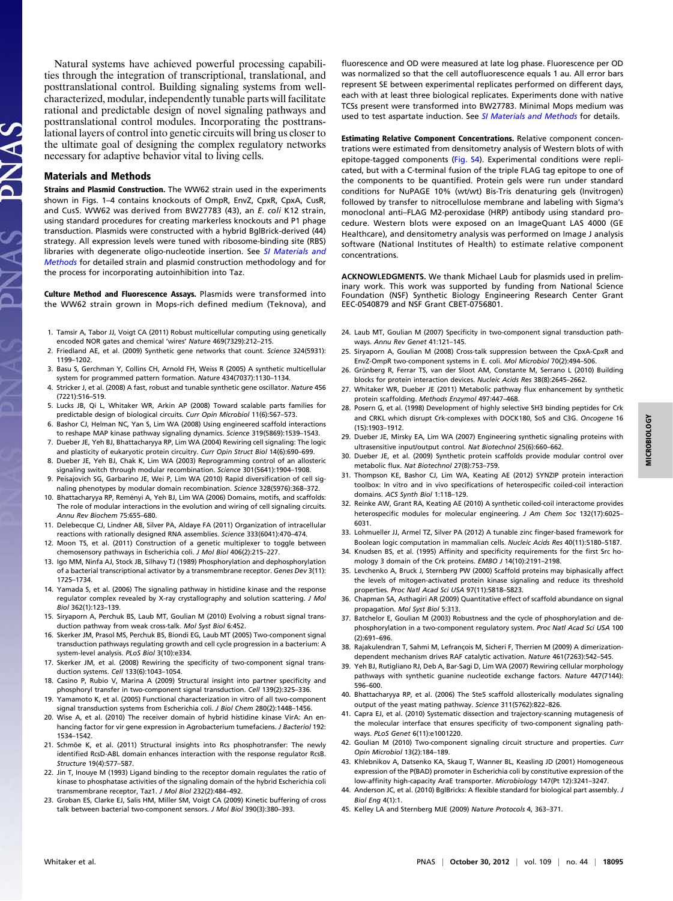Natural systems have achieved powerful processing capabilities through the integration of transcriptional, translational, and posttranslational control. Building signaling systems from well-characterized, modular, independently tunable parts will facilitate rational and predictable design of novel signaling pathways and posttranslational control modules. Incorporating the posttranslational layers of control into genetic circuits will bring us closer to the ultimate goal of designing the complex regulatory networks necessary for adaptive behavior vital to living cells.

## Materials and Methods

**Strains and Plasmid Construction.** The WW62 strain used in the experiments shown in Figs. 1–4 contains knockouts of OmpR, EnvZ, CpxR, CpxA, CusR, and CusS. WW62 was derived from BW27783 (43), an *E. coli* K12 strain, using standard procedures for creating markerless knockouts and P1 phage transduction. Plasmids were constructed with a hybrid BglBrick-derived (44) strategy. All expression levels were tuned with ribosome-binding site (RBS) libraries with degenerate oligo-nucleotide insertion. See *SI Materials and Methods* for detailed strain and plasmid construction methodology and for the process for incorporating autoinhibition into Taz.

**Culture Method and Fluorescence Assays.** Plasmids were transformed into the WW62 strain grown in Mops-rich defined medium (Teknova), and fluorescence and OD were measured at late log phase. Fluorescence per OD was normalized so that the cell autofluorescence equals 1 au. All error bars represent SE between experimental replicates performed on different days, each with at least three biological replicates. Experiments done with native TCSs present were transformed into BW27783. Minimal Mops medium was used to test aspartate induction. See *SI Materials and Methods* for details.

**Estimating Relative Component Concentrations.** Relative component concentrations were estimated from densitometry analysis of Western blots of with epitope-tagged components (Fig. S4). Experimental conditions were replicated, but with a C-terminal fusion of the triple FLAG tag to one of the components to be quantified. Protein gels were run under standard conditions for NuPAGE 10% (wt/wt) Bis-Tris denaturing gels (Invitrogen) followed by transfer to nitrocellulose membrane and labeling with Sigma's monoclonal anti–FLAG M2-peroxidase (HRP) antibody using standard procedure. Western blots were exposed on an ImageQuant LAS 4000 (GE Healthcare), and densitometry analysis was performed on Image J analysis software (National Institutes of Health) to estimate relative component concentrations.

**ACKNOWLEDGMENTS.** We thank Michael Laub for plasmids used in preliminary work. This work was supported by funding from National Science Foundation (NSF) Synthetic Biology Engineering Research Center Grant EEC-0540879 and NSF Grant CBET-0756801.

1. Tamsir A, Tabor JJ, Voigt CA (2011) Robust multicellular computing using genetically encoded NOR gates and chemical 'wires' *Nature* 469(7329):212–215.
2. Friedland AE, et al. (2009) Synthetic gene networks that count. *Science* 324(5931): 1199–1202.
3. Basu S, Gerchman Y, Collins CH, Arnold FH, Weiss R (2005) A synthetic multicellular system for programmed pattern formation. *Nature* 434(7037):1130–1134.
4. Stricker J, et al. (2008) A fast, robust and tunable synthetic gene oscillator. *Nature* 456 (7221):516–519.
5. Lucks JB, Qi L, Whitaker WR, Arkin AP (2008) Toward scalable parts families for predictable design of biological circuits. *Curr Opin Microbiol* 11(6):567–573.
6. Bashor CJ, Helman NC, Yan S, Lim WA (2008) Using engineered scaffold interactions to reshape MAP kinase pathway signaling dynamics. *Science* 319(5869):1539–1543.
7. Dueber JE, Yeh BJ, Bhattacharyya RP, Lim WA (2004) Rewiring cell signaling: The logic and plasticity of eukaryotic protein circuitry. *Curr Opin Struct Biol* 14(6):690–699.
8. Dueber JE, Yeh BJ, Chak K, Lim WA (2003) Reprogramming control of an allosteric signaling switch through modular recombination. *Science* 301(5641):1904–1908.
9. Peisajovich SG, Garbarino JE, Wei P, Lim WA (2010) Rapid diversification of cell signaling phenotypes by modular domain recombination. *Science* 328(5976):368–372.
10. Bhattacharyya RP, Reményi A, Yeh BJ, Lim WA (2006) Domains, motifs, and scaffolds: The role of modular interactions in the evolution and wiring of cell signaling circuits. *Annu Rev Biochem* 75:655–680.
11. Delebecque CJ, Lindner AB, Silver PA, Aldaye FA (2011) Organization of intracellular reactions with rationally designed RNA assemblies. *Science* 333(6041):470–474.
12. Moon TS, et al. (2011) Construction of a genetic multiplexer to toggle between chemosensory pathways in Escherichia coli. *J Mol Biol* 406(2):215–227.
13. Igo MM, Ninfa AJ, Stock JB, Silhavy TJ (1989) Phosphorylation and dephosphorylation of a bacterial transcriptional activator by a transmembrane receptor. *Genes Dev* 3(11): 1725–1734.
14. Yamada S, et al. (2006) The signaling pathway in histidine kinase and the response regulator complex revealed by X-ray crystallography and solution scattering. *J Mol Biol* 362(1):123–139.
15. Siryaporn A, Perchuk BS, Laub MT, Goulian M (2010) Evolving a robust signal transduction pathway from weak cross-talk. *Mol Syst Biol* 6:452.
16. Skerker JM, Prasol MS, Perchuk BS, Biondi EG, Laub MT (2005) Two-component signal transduction pathways regulating growth and cell cycle progression in a bacterium: A system-level analysis. *PLoS Biol* 3(10):e334.
17. Skerker JM, et al. (2008) Rewiring the specificity of two-component signal transduction systems. *Cell* 133(6):1043–1054.
18. Casino P, Rubio V, Marina A (2009) Structural insight into partner specificity and phosphoryl transfer in two-component signal transduction. *Cell* 139(2):325–336.
19. Yamamoto K, et al. (2005) Functional characterization in vitro of all two-component signal transduction systems from Escherichia coli. *J Biol Chem* 280(2):1448–1456.
20. Wise A, et al. (2010) The receiver domain of hybrid histidine kinase VirA: An enhancing factor for vir gene expression in Agrobacterium tumefaciens. *J Bacteriol* 192: 1534–1542.
21. Schmöe K, et al. (2011) Structural insights into Rcs phosphotransfer: The newly identified RcsD-ABL domain enhances interaction with the response regulator RcsB. *Structure* 19(4):577–587.
22. Jin T, Inouye M (1993) Ligand binding to the receptor domain regulates the ratio of kinase to phosphatase activities of the signaling domain of the hybrid Escherichia coli transmembrane receptor, Taz1. *J Mol Biol* 232(2):484–492.
23. Groban ES, Clarke EJ, Salis HM, Miller SM, Voigt CA (2009) Kinetic buffering of cross talk between bacterial two-component sensors. *J Mol Biol* 390(3):380–393.
24. Laub MT, Goulian M (2007) Specificity in two-component signal transduction pathways. *Annu Rev Genet* 41:121–145.
25. Siryaporn A, Goulian M (2008) Cross-talk suppression between the CpxA-CpxR and EnvZ-OmpR two-component systems in E. coli. *Mol Microbiol* 70(2):494–506.
26. Grünberg R, Ferrar TS, van der Sloot AM, Constante M, Serrano L (2010) Building blocks for protein interaction devices. *Nucleic Acids Res* 38(8):2645–2662.
27. Whitaker WR, Dueber JE (2011) Metabolic pathway flux enhancement by synthetic protein scaffolding. *Methods Enzymol* 497:447–468.
28. Posern G, et al. (1998) Development of highly selective SH3 binding peptides for Crk and CRKL which disrupt Crk-complexes with DOCK180, SoS and C3G. *Oncogene* 16 (15):1903–1912.
29. Dueber JE, Mirsky EA, Lim WA (2007) Engineering synthetic signaling proteins with ultrasensitive input/output control. *Nat Biotechnol* 25(6):660–662.
30. Dueber JE, et al. (2009) Synthetic protein scaffolds provide modular control over metabolic flux. *Nat Biotechnol* 27(8):753–759.
31. Thompson KE, Bashor CJ, Lim WA, Keating AE (2012) SYNZIP protein interaction toolbox: In vitro and in vivo specifications of heterospecific coiled-coil interaction domains. *ACS Synth Biol* 1:118–129.
32. Reinke AW, Grant RA, Keating AE (2010) A synthetic coiled-coil interactome provides heterospecific modules for molecular engineering. *J Am Chem Soc* 132(17):6025–6031.
33. Lohmueller JJ, Armel TZ, Silver PA (2012) A tunable zinc finger-based framework for Boolean logic computation in mammalian cells. *Nucleic Acids Res* 40(11):5180–5187.
34. Knudsen BS, et al. (1995) Affinity and specificity requirements for the first Src homology 3 domain of the Crk proteins. *EMBO J* 14(10):2191–2198.
35. Levchenko A, Bruck J, Sternberg PW (2000) Scaffold proteins may biphasically affect the levels of mitogen-activated protein kinase signaling and reduce its threshold properties. *Proc Natl Acad Sci USA* 97(11):5818–5823.
36. Chapman SA, Asthagiri AR (2009) Quantitative effect of scaffold abundance on signal propagation. *Mol Syst Biol* 5:313.
37. Batchelor E, Goulian M (2003) Robustness and the cycle of phosphorylation and dephosphorylation in a two-component regulatory system. *Proc Natl Acad Sci USA* 100 (2):691–696.
38. Rajakulendran T, Sahmi M, Lefrançois M, Sicheri F, Therrien M (2009) A dimerization-dependent mechanism drives RAF catalytic activation. *Nature* 461(7263):542–545.
39. Yeh BJ, Rutigliano RJ, Deb A, Bar-Sagi D, Lim WA (2007) Rewiring cellular morphology pathways with synthetic guanine nucleotide exchange factors. *Nature* 447(7144): 596–600.
40. Bhattacharyya RP, et al. (2006) The Ste5 scaffold allosterically modulates signaling output of the yeast mating pathway. *Science* 311(5762):822–826.
41. Capra EJ, et al. (2010) Systematic dissection and trajectory-scanning mutagenesis of the molecular interface that ensures specificity of two-component signaling pathways. *PLoS Genet* 6(11):e1001220.
42. Goulian M (2010) Two-component signaling circuit structure and properties. *Curr Opin Microbiol* 13(2):184–189.
43. Khlebnikov A, Datsenko KA, Skaug T, Wanner BL, Keasling JD (2001) Homogeneous expression of the P(BAD) promoter in Escherichia coli by constitutive expression of the low-affinity high-capacity AraE transporter. *Microbiology* 147(Pt 12):3241–3247.
44. Anderson JC, et al. (2010) BglBricks: A flexible standard for biological part assembly. *J Biol Eng* 4(1):1.
45. Kelley LA and Sternberg MJE (2009) *Nature Protocols* 4, 363–371.